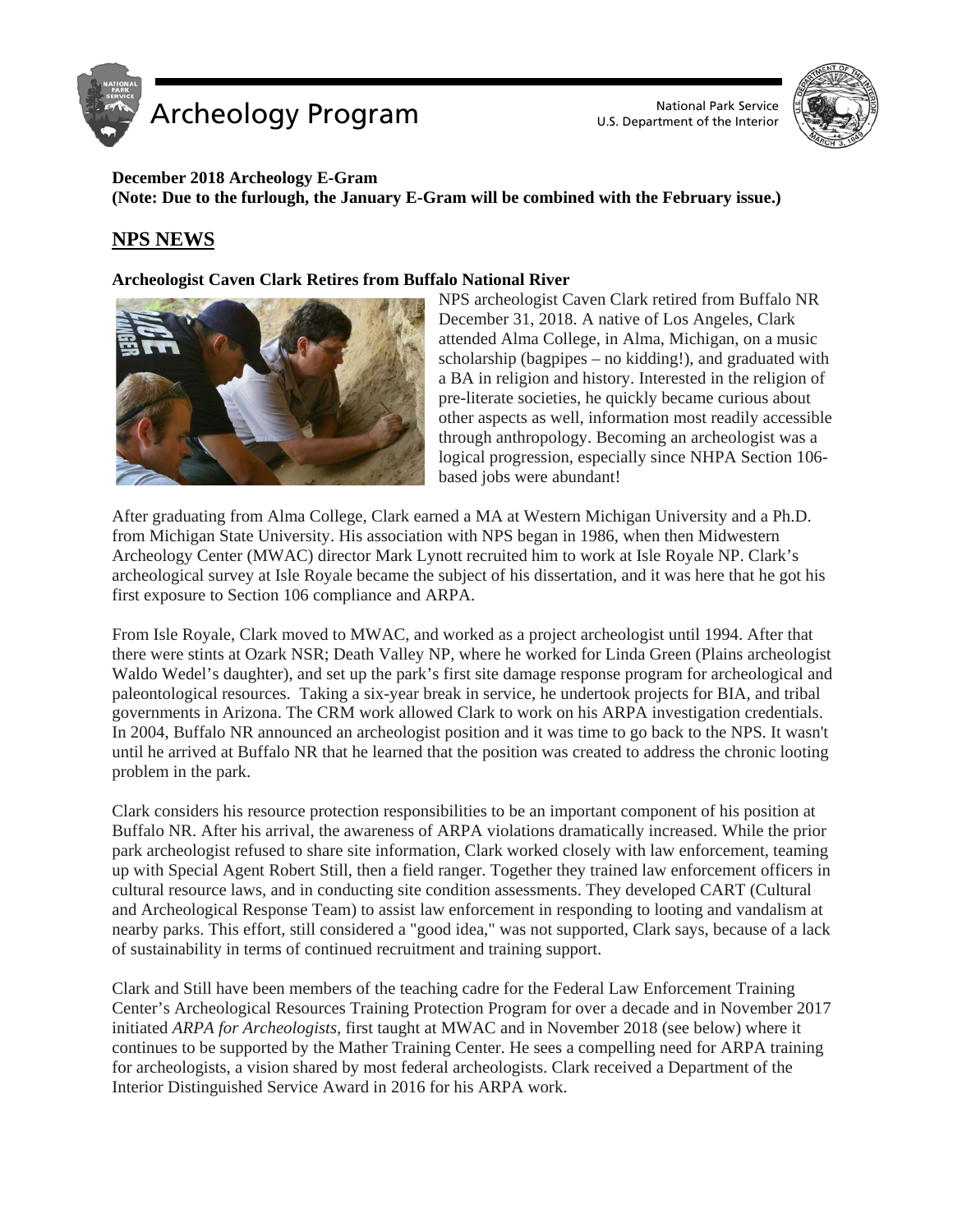# Archeology Program

National Park Service
U.S. Department of the Interior

**December 2018 Archeology E-Gram**
**(Note: Due to the furlough, the January E-Gram will be combined with the February issue.)**

## NPS NEWS

### Archeologist Caven Clark Retires from Buffalo National River

NPS archeologist Caven Clark retired from Buffalo NR December 31, 2018. A native of Los Angeles, Clark attended Alma College, in Alma, Michigan, on a music scholarship (bagpipes – no kidding!), and graduated with a BA in religion and history. Interested in the religion of pre-literate societies, he quickly became curious about other aspects as well, information most readily accessible through anthropology. Becoming an archeologist was a logical progression, especially since NHPA Section 106-based jobs were abundant!

After graduating from Alma College, Clark earned a MA at Western Michigan University and a Ph.D. from Michigan State University. His association with NPS began in 1986, when then Midwestern Archeology Center (MWAC) director Mark Lynott recruited him to work at Isle Royale NP. Clark's archeological survey at Isle Royale became the subject of his dissertation, and it was here that he got his first exposure to Section 106 compliance and ARPA.

From Isle Royale, Clark moved to MWAC, and worked as a project archeologist until 1994. After that there were stints at Ozark NSR; Death Valley NP, where he worked for Linda Green (Plains archeologist Waldo Wedel's daughter), and set up the park's first site damage response program for archeological and paleontological resources. Taking a six-year break in service, he undertook projects for BIA, and tribal governments in Arizona. The CRM work allowed Clark to work on his ARPA investigation credentials. In 2004, Buffalo NR announced an archeologist position and it was time to go back to the NPS. It wasn't until he arrived at Buffalo NR that he learned that the position was created to address the chronic looting problem in the park.

Clark considers his resource protection responsibilities to be an important component of his position at Buffalo NR. After his arrival, the awareness of ARPA violations dramatically increased. While the prior park archeologist refused to share site information, Clark worked closely with law enforcement, teaming up with Special Agent Robert Still, then a field ranger. Together they trained law enforcement officers in cultural resource laws, and in conducting site condition assessments. They developed CART (Cultural and Archeological Response Team) to assist law enforcement in responding to looting and vandalism at nearby parks. This effort, still considered a "good idea," was not supported, Clark says, because of a lack of sustainability in terms of continued recruitment and training support.

Clark and Still have been members of the teaching cadre for the Federal Law Enforcement Training Center's Archeological Resources Training Protection Program for over a decade and in November 2017 initiated *ARPA for Archeologists,* first taught at MWAC and in November 2018 (see below) where it continues to be supported by the Mather Training Center. He sees a compelling need for ARPA training for archeologists, a vision shared by most federal archeologists. Clark received a Department of the Interior Distinguished Service Award in 2016 for his ARPA work.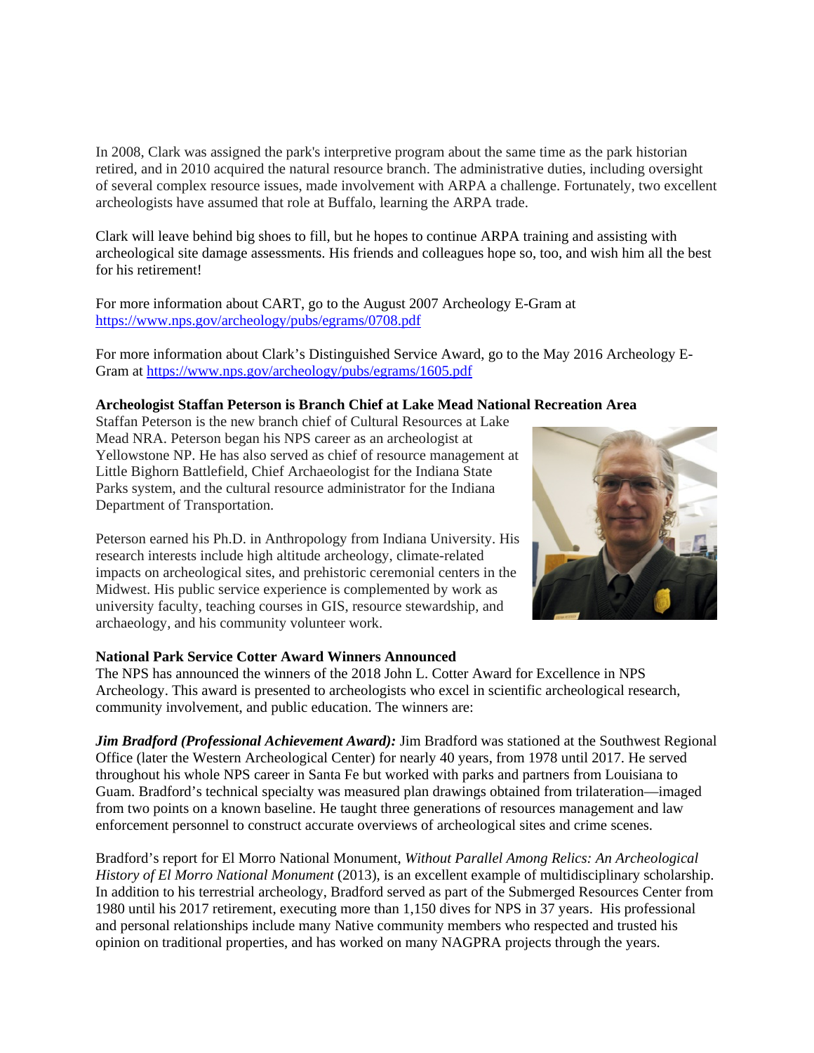In 2008, Clark was assigned the park's interpretive program about the same time as the park historian retired, and in 2010 acquired the natural resource branch. The administrative duties, including oversight of several complex resource issues, made involvement with ARPA a challenge. Fortunately, two excellent archeologists have assumed that role at Buffalo, learning the ARPA trade.

Clark will leave behind big shoes to fill, but he hopes to continue ARPA training and assisting with archeological site damage assessments. His friends and colleagues hope so, too, and wish him all the best for his retirement!

For more information about CART, go to the August 2007 Archeology E-Gram at https://www.nps.gov/archeology/pubs/egrams/0708.pdf

For more information about Clark's Distinguished Service Award, go to the May 2016 Archeology E-Gram at https://www.nps.gov/archeology/pubs/egrams/1605.pdf

**Archeologist Staffan Peterson is Branch Chief at Lake Mead National Recreation Area**

Staffan Peterson is the new branch chief of Cultural Resources at Lake Mead NRA. Peterson began his NPS career as an archeologist at Yellowstone NP. He has also served as chief of resource management at Little Bighorn Battlefield, Chief Archaeologist for the Indiana State Parks system, and the cultural resource administrator for the Indiana Department of Transportation.

Peterson earned his Ph.D. in Anthropology from Indiana University. His research interests include high altitude archeology, climate-related impacts on archeological sites, and prehistoric ceremonial centers in the Midwest. His public service experience is complemented by work as university faculty, teaching courses in GIS, resource stewardship, and archaeology, and his community volunteer work.

**National Park Service Cotter Award Winners Announced**

The NPS has announced the winners of the 2018 John L. Cotter Award for Excellence in NPS Archeology. This award is presented to archeologists who excel in scientific archeological research, community involvement, and public education. The winners are:

***Jim Bradford (Professional Achievement Award):*** Jim Bradford was stationed at the Southwest Regional Office (later the Western Archeological Center) for nearly 40 years, from 1978 until 2017. He served throughout his whole NPS career in Santa Fe but worked with parks and partners from Louisiana to Guam. Bradford's technical specialty was measured plan drawings obtained from trilateration—imaged from two points on a known baseline. He taught three generations of resources management and law enforcement personnel to construct accurate overviews of archeological sites and crime scenes.

Bradford's report for El Morro National Monument, *Without Parallel Among Relics: An Archeological History of El Morro National Monument* (2013), is an excellent example of multidisciplinary scholarship. In addition to his terrestrial archeology, Bradford served as part of the Submerged Resources Center from 1980 until his 2017 retirement, executing more than 1,150 dives for NPS in 37 years. His professional and personal relationships include many Native community members who respected and trusted his opinion on traditional properties, and has worked on many NAGPRA projects through the years.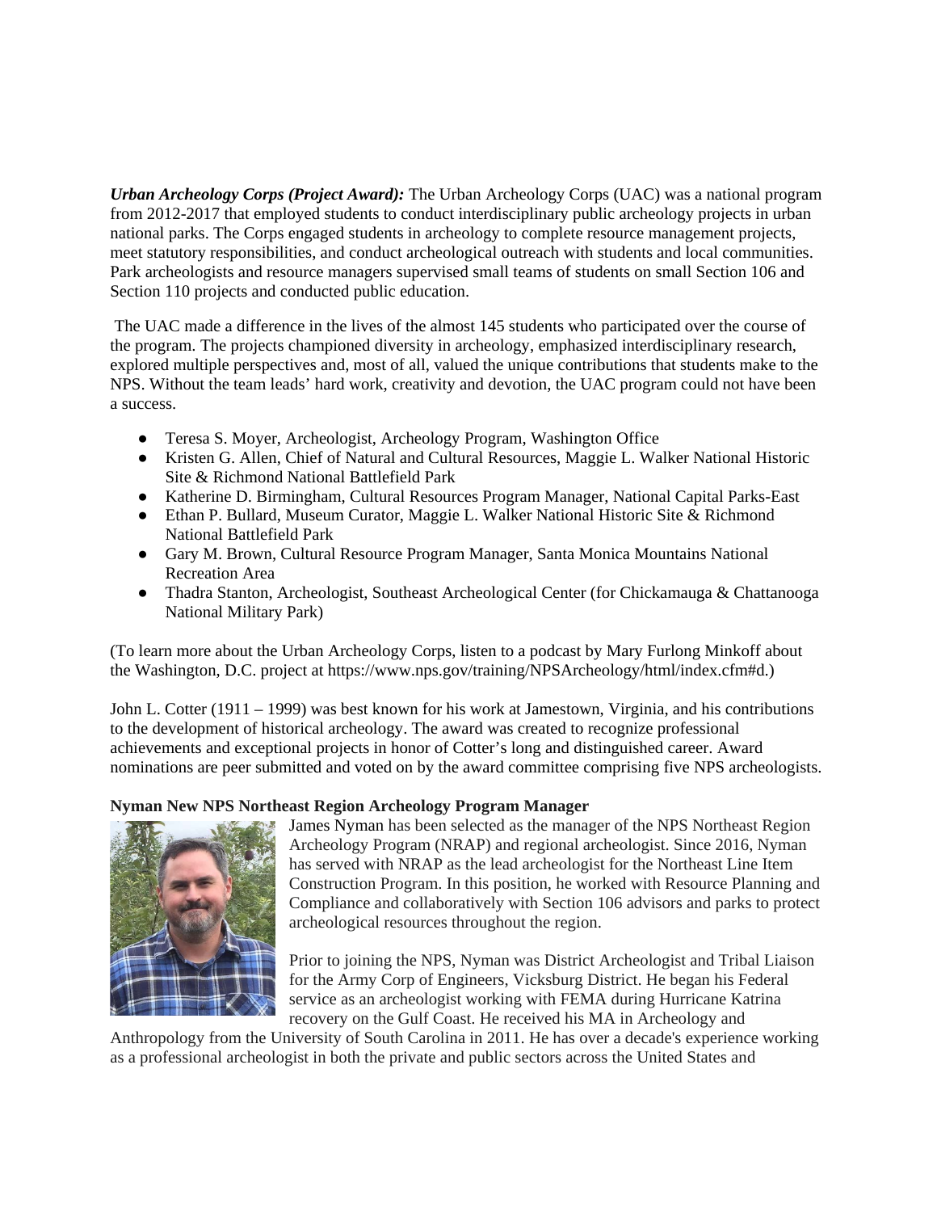***Urban Archeology Corps (Project Award):*** The Urban Archeology Corps (UAC) was a national program from 2012-2017 that employed students to conduct interdisciplinary public archeology projects in urban national parks. The Corps engaged students in archeology to complete resource management projects, meet statutory responsibilities, and conduct archeological outreach with students and local communities. Park archeologists and resource managers supervised small teams of students on small Section 106 and Section 110 projects and conducted public education.

The UAC made a difference in the lives of the almost 145 students who participated over the course of the program. The projects championed diversity in archeology, emphasized interdisciplinary research, explored multiple perspectives and, most of all, valued the unique contributions that students make to the NPS. Without the team leads' hard work, creativity and devotion, the UAC program could not have been a success.

- Teresa S. Moyer, Archeologist, Archeology Program, Washington Office
- Kristen G. Allen, Chief of Natural and Cultural Resources, Maggie L. Walker National Historic Site & Richmond National Battlefield Park
- Katherine D. Birmingham, Cultural Resources Program Manager, National Capital Parks-East
- Ethan P. Bullard, Museum Curator, Maggie L. Walker National Historic Site & Richmond National Battlefield Park
- Gary M. Brown, Cultural Resource Program Manager, Santa Monica Mountains National Recreation Area
- Thadra Stanton, Archeologist, Southeast Archeological Center (for Chickamauga & Chattanooga National Military Park)

(To learn more about the Urban Archeology Corps, listen to a podcast by Mary Furlong Minkoff about the Washington, D.C. project at https://www.nps.gov/training/NPSArcheology/html/index.cfm#d.)

John L. Cotter (1911 – 1999) was best known for his work at Jamestown, Virginia, and his contributions to the development of historical archeology. The award was created to recognize professional achievements and exceptional projects in honor of Cotter's long and distinguished career. Award nominations are peer submitted and voted on by the award committee comprising five NPS archeologists.

**Nyman New NPS Northeast Region Archeology Program Manager**

James Nyman has been selected as the manager of the NPS Northeast Region Archeology Program (NRAP) and regional archeologist. Since 2016, Nyman has served with NRAP as the lead archeologist for the Northeast Line Item Construction Program. In this position, he worked with Resource Planning and Compliance and collaboratively with Section 106 advisors and parks to protect archeological resources throughout the region.

Prior to joining the NPS, Nyman was District Archeologist and Tribal Liaison for the Army Corp of Engineers, Vicksburg District. He began his Federal service as an archeologist working with FEMA during Hurricane Katrina recovery on the Gulf Coast. He received his MA in Archeology and Anthropology from the University of South Carolina in 2011. He has over a decade's experience working as a professional archeologist in both the private and public sectors across the United States and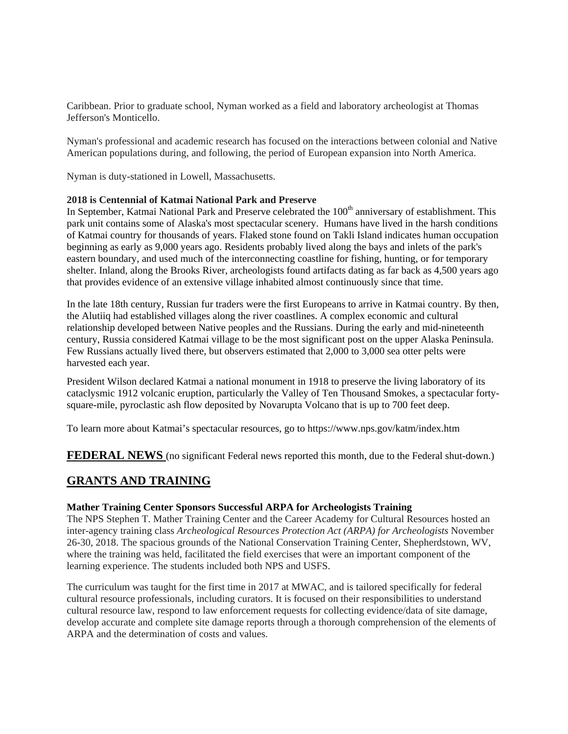Caribbean. Prior to graduate school, Nyman worked as a field and laboratory archeologist at Thomas Jefferson's Monticello.

Nyman's professional and academic research has focused on the interactions between colonial and Native American populations during, and following, the period of European expansion into North America.

Nyman is duty-stationed in Lowell, Massachusetts.

**2018 is Centennial of Katmai National Park and Preserve**

In September, Katmai National Park and Preserve celebrated the 100th anniversary of establishment. This park unit contains some of Alaska's most spectacular scenery. Humans have lived in the harsh conditions of Katmai country for thousands of years. Flaked stone found on Takli Island indicates human occupation beginning as early as 9,000 years ago. Residents probably lived along the bays and inlets of the park's eastern boundary, and used much of the interconnecting coastline for fishing, hunting, or for temporary shelter. Inland, along the Brooks River, archeologists found artifacts dating as far back as 4,500 years ago that provides evidence of an extensive village inhabited almost continuously since that time.

In the late 18th century, Russian fur traders were the first Europeans to arrive in Katmai country. By then, the Alutiiq had established villages along the river coastlines. A complex economic and cultural relationship developed between Native peoples and the Russians. During the early and mid-nineteenth century, Russia considered Katmai village to be the most significant post on the upper Alaska Peninsula. Few Russians actually lived there, but observers estimated that 2,000 to 3,000 sea otter pelts were harvested each year.

President Wilson declared Katmai a national monument in 1918 to preserve the living laboratory of its cataclysmic 1912 volcanic eruption, particularly the Valley of Ten Thousand Smokes, a spectacular forty-square-mile, pyroclastic ash flow deposited by Novarupta Volcano that is up to 700 feet deep.

To learn more about Katmai's spectacular resources, go to https://www.nps.gov/katm/index.htm

## FEDERAL NEWS (no significant Federal news reported this month, due to the Federal shut-down.)

## GRANTS AND TRAINING

**Mather Training Center Sponsors Successful ARPA for Archeologists Training**

The NPS Stephen T. Mather Training Center and the Career Academy for Cultural Resources hosted an inter-agency training class *Archeological Resources Protection Act (ARPA) for Archeologists* November 26-30, 2018. The spacious grounds of the National Conservation Training Center, Shepherdstown, WV, where the training was held, facilitated the field exercises that were an important component of the learning experience. The students included both NPS and USFS.

The curriculum was taught for the first time in 2017 at MWAC, and is tailored specifically for federal cultural resource professionals, including curators. It is focused on their responsibilities to understand cultural resource law, respond to law enforcement requests for collecting evidence/data of site damage, develop accurate and complete site damage reports through a thorough comprehension of the elements of ARPA and the determination of costs and values.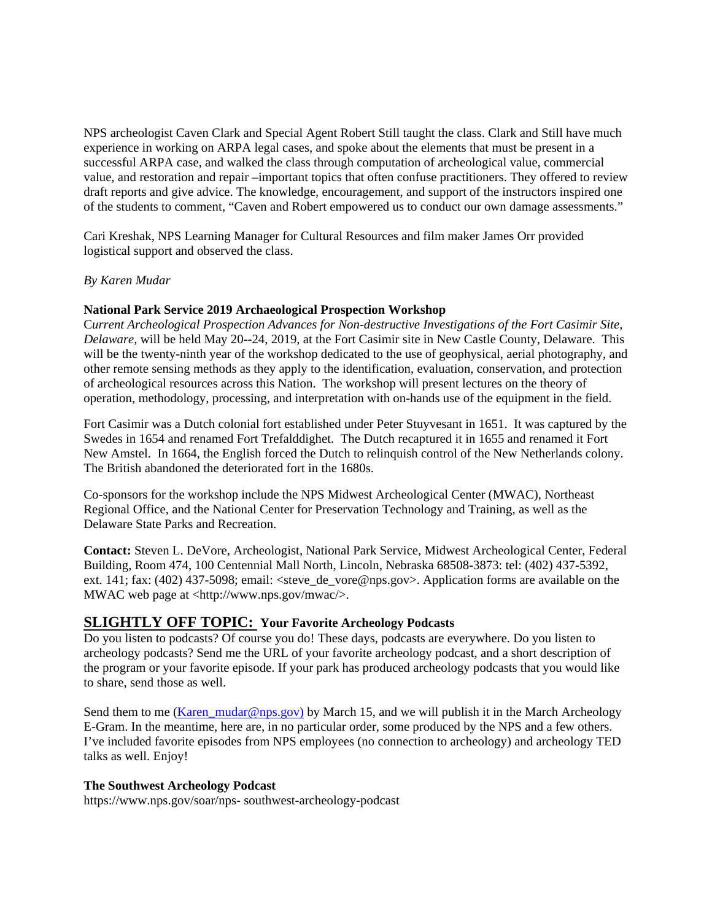NPS archeologist Caven Clark and Special Agent Robert Still taught the class. Clark and Still have much experience in working on ARPA legal cases, and spoke about the elements that must be present in a successful ARPA case, and walked the class through computation of archeological value, commercial value, and restoration and repair –important topics that often confuse practitioners. They offered to review draft reports and give advice. The knowledge, encouragement, and support of the instructors inspired one of the students to comment, "Caven and Robert empowered us to conduct our own damage assessments."

Cari Kreshak, NPS Learning Manager for Cultural Resources and film maker James Orr provided logistical support and observed the class.

*By Karen Mudar*

**National Park Service 2019 Archaeological Prospection Workshop**
C*urrent Archeological Prospection Advances for Non-destructive Investigations of the Fort Casimir Site, Delaware,* will be held May 20--24, 2019, at the Fort Casimir site in New Castle County, Delaware. This will be the twenty-ninth year of the workshop dedicated to the use of geophysical, aerial photography, and other remote sensing methods as they apply to the identification, evaluation, conservation, and protection of archeological resources across this Nation. The workshop will present lectures on the theory of operation, methodology, processing, and interpretation with on-hands use of the equipment in the field.

Fort Casimir was a Dutch colonial fort established under Peter Stuyvesant in 1651. It was captured by the Swedes in 1654 and renamed Fort Trefalddighet. The Dutch recaptured it in 1655 and renamed it Fort New Amstel. In 1664, the English forced the Dutch to relinquish control of the New Netherlands colony. The British abandoned the deteriorated fort in the 1680s.

Co-sponsors for the workshop include the NPS Midwest Archeological Center (MWAC), Northeast Regional Office, and the National Center for Preservation Technology and Training, as well as the Delaware State Parks and Recreation.

**Contact:** Steven L. DeVore, Archeologist, National Park Service, Midwest Archeological Center, Federal Building, Room 474, 100 Centennial Mall North, Lincoln, Nebraska 68508-3873: tel: (402) 437-5392, ext. 141; fax: (402) 437-5098; email: <steve_de_vore@nps.gov>. Application forms are available on the MWAC web page at <http://www.nps.gov/mwac/>.

## SLIGHTLY OFF TOPIC: Your Favorite Archeology Podcasts

Do you listen to podcasts? Of course you do! These days, podcasts are everywhere. Do you listen to archeology podcasts? Send me the URL of your favorite archeology podcast, and a short description of the program or your favorite episode. If your park has produced archeology podcasts that you would like to share, send those as well.

Send them to me (Karen_mudar@nps.gov) by March 15, and we will publish it in the March Archeology E-Gram. In the meantime, here are, in no particular order, some produced by the NPS and a few others. I've included favorite episodes from NPS employees (no connection to archeology) and archeology TED talks as well. Enjoy!

**The Southwest Archeology Podcast**
https://www.nps.gov/soar/nps- southwest-archeology-podcast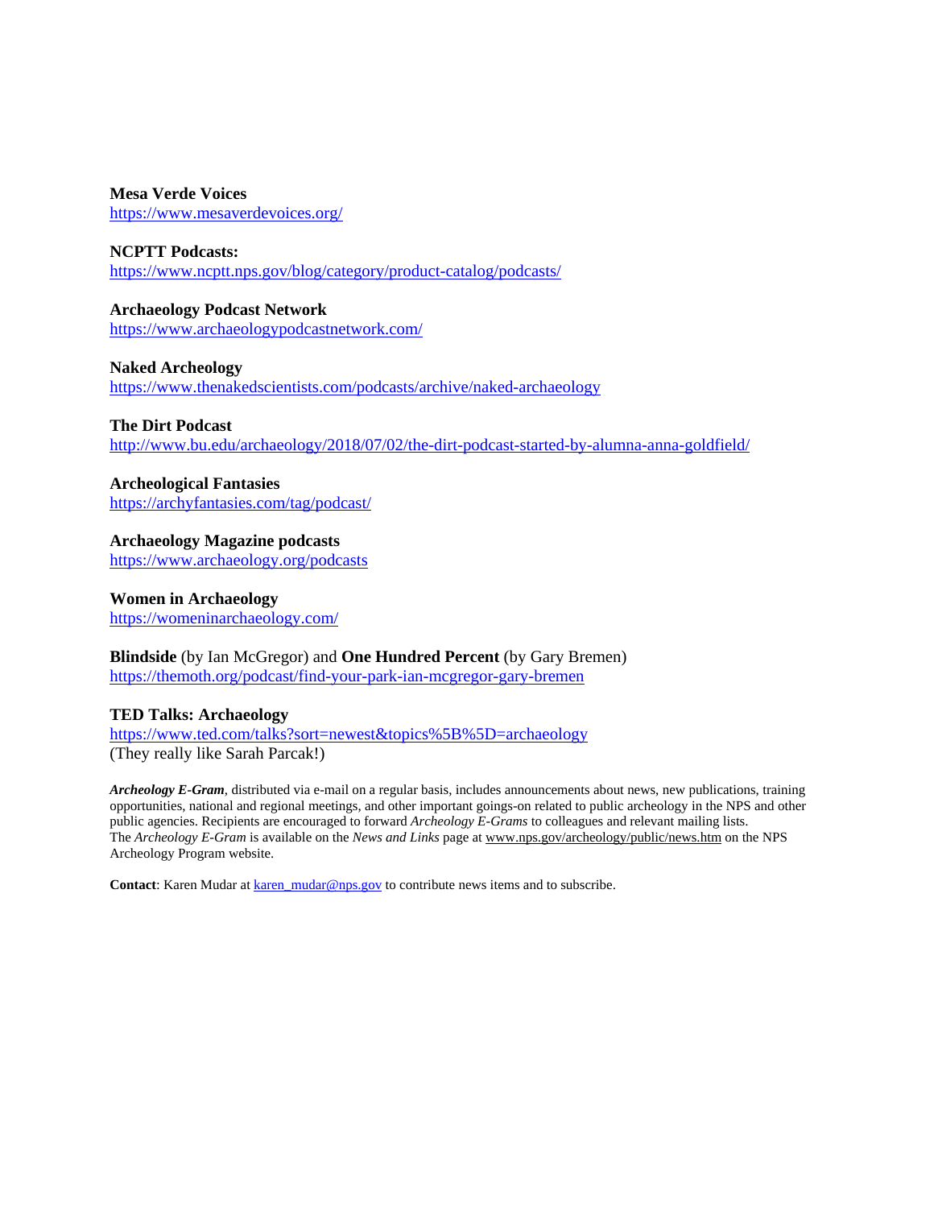**Mesa Verde Voices**
https://www.mesaverdevoices.org/

**NCPTT Podcasts:**
https://www.ncptt.nps.gov/blog/category/product-catalog/podcasts/

**Archaeology Podcast Network**
https://www.archaeologypodcastnetwork.com/

**Naked Archeology**
https://www.thenakedscientists.com/podcasts/archive/naked-archaeology

**The Dirt Podcast**
http://www.bu.edu/archaeology/2018/07/02/the-dirt-podcast-started-by-alumna-anna-goldfield/

**Archeological Fantasies**
https://archyfantasies.com/tag/podcast/

**Archaeology Magazine podcasts**
https://www.archaeology.org/podcasts

**Women in Archaeology**
https://womeninarchaeology.com/

**Blindside** (by Ian McGregor) and **One Hundred Percent** (by Gary Bremen)
https://themoth.org/podcast/find-your-park-ian-mcgregor-gary-bremen

**TED Talks: Archaeology**
https://www.ted.com/talks?sort=newest&topics%5B%5D=archaeology
(They really like Sarah Parcak!)

***Archeology E-Gram***, distributed via e-mail on a regular basis, includes announcements about news, new publications, training opportunities, national and regional meetings, and other important goings-on related to public archeology in the NPS and other public agencies. Recipients are encouraged to forward *Archeology E-Grams* to colleagues and relevant mailing lists. The *Archeology E-Gram* is available on the *News and Links* page at www.nps.gov/archeology/public/news.htm on the NPS Archeology Program website.

**Contact**: Karen Mudar at karen_mudar@nps.gov to contribute news items and to subscribe.